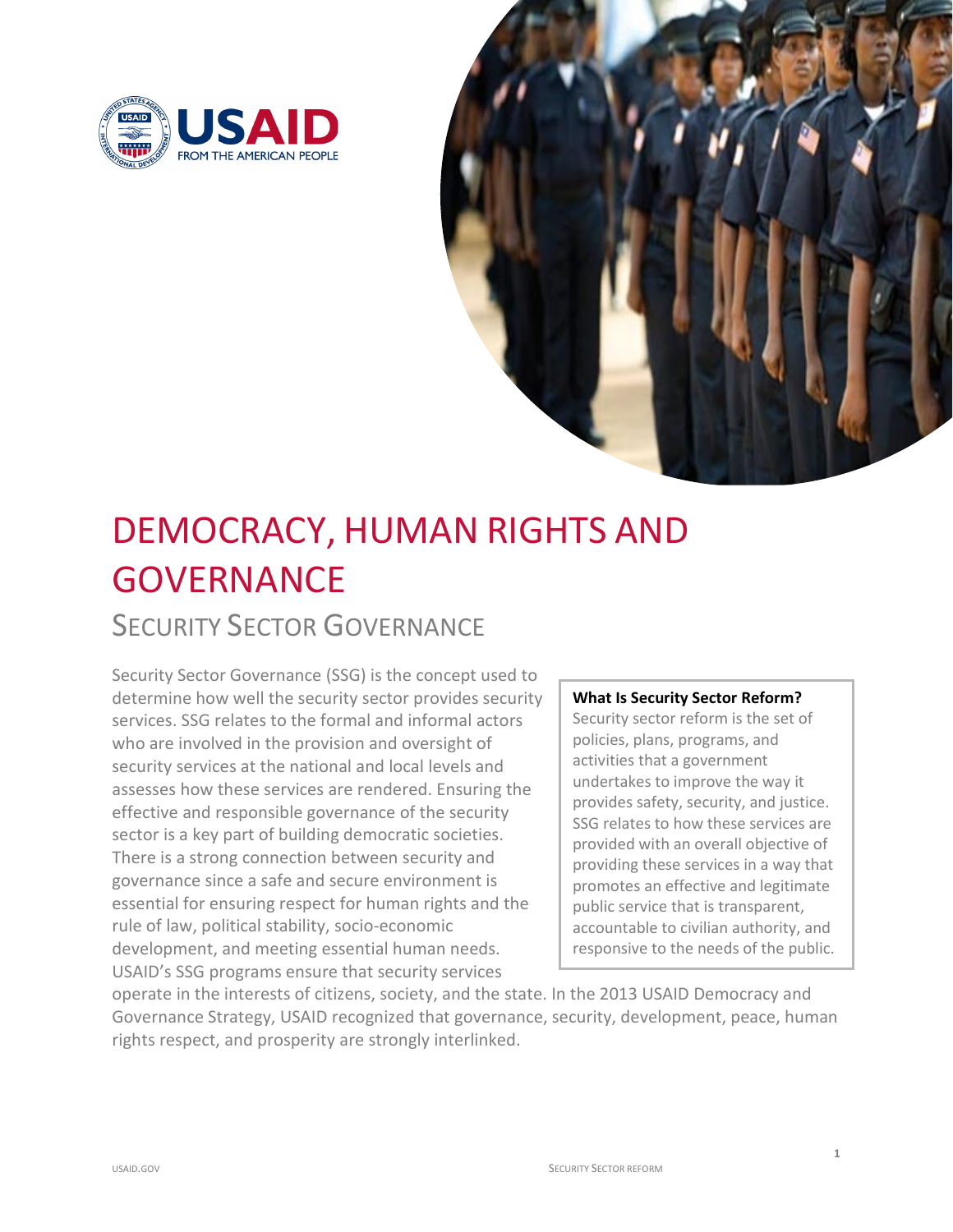# DEMOCRACY, HUMAN RIGHTS AND GOVERNANCE

## SECURITY SECTOR GOVERNANCE

Security Sector Governance (SSG) is the concept used to determine how well the security sector provides security services. SSG relates to the formal and informal actors who are involved in the provision and oversight of security services at the national and local levels and assesses how these services are rendered. Ensuring the effective and responsible governance of the security sector is a key part of building democratic societies. There is a strong connection between security and governance since a safe and secure environment is essential for ensuring respect for human rights and the rule of law, political stability, socio-economic development, and meeting essential human needs. USAID's SSG programs ensure that security services operate in the interests of citizens, society, and the state. In the 2013 USAID Democracy and Governance Strategy, USAID recognized that governance, security, development, peace, human rights respect, and prosperity are strongly interlinked.

**What Is Security Sector Reform?**

Security sector reform is the set of policies, plans, programs, and activities that a government undertakes to improve the way it provides safety, security, and justice. SSG relates to how these services are provided with an overall objective of providing these services in a way that promotes an effective and legitimate public service that is transparent, accountable to civilian authority, and responsive to the needs of the public.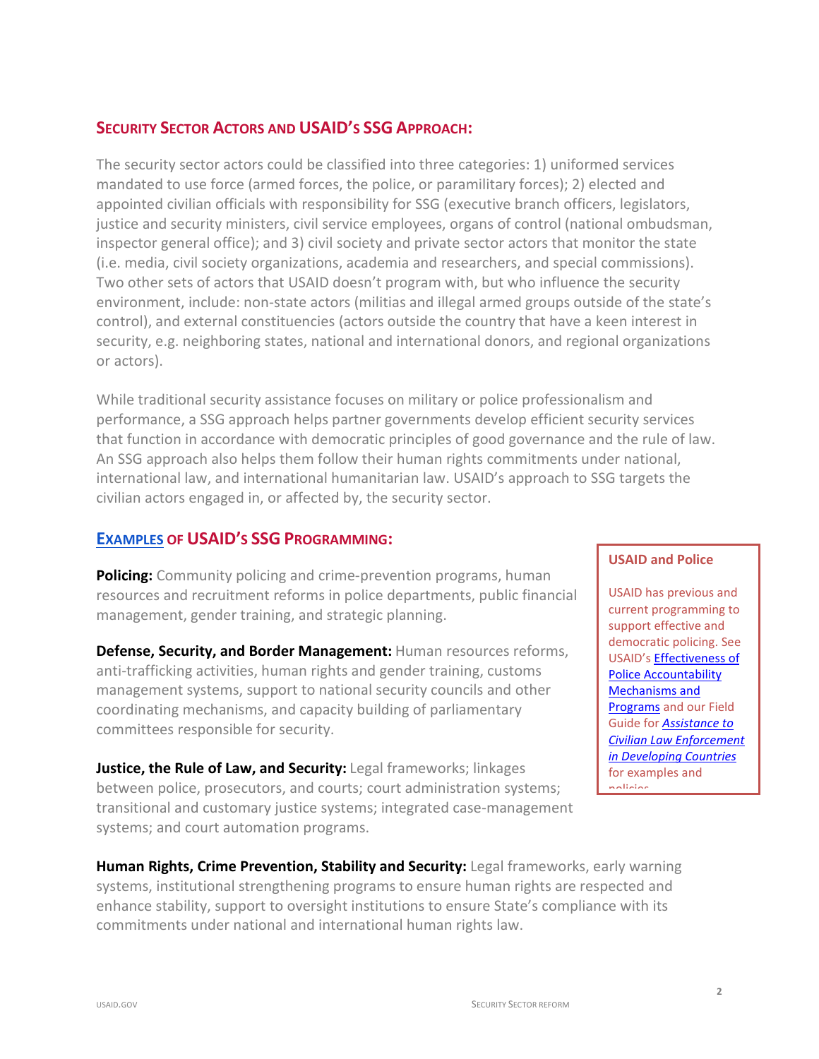## Security Sector Actors and USAID's SSG Approach:

The security sector actors could be classified into three categories: 1) uniformed services mandated to use force (armed forces, the police, or paramilitary forces); 2) elected and appointed civilian officials with responsibility for SSG (executive branch officers, legislators, justice and security ministers, civil service employees, organs of control (national ombudsman, inspector general office); and 3) civil society and private sector actors that monitor the state (i.e. media, civil society organizations, academia and researchers, and special commissions). Two other sets of actors that USAID doesn't program with, but who influence the security environment, include: non-state actors (militias and illegal armed groups outside of the state's control), and external constituencies (actors outside the country that have a keen interest in security, e.g. neighboring states, national and international donors, and regional organizations or actors).

While traditional security assistance focuses on military or police professionalism and performance, a SSG approach helps partner governments develop efficient security services that function in accordance with democratic principles of good governance and the rule of law. An SSG approach also helps them follow their human rights commitments under national, international law, and international humanitarian law. USAID's approach to SSG targets the civilian actors engaged in, or affected by, the security sector.

## Examples of USAID's SSG Programming:

**Policing:** Community policing and crime-prevention programs, human resources and recruitment reforms in police departments, public financial management, gender training, and strategic planning.

**Defense, Security, and Border Management:** Human resources reforms, anti-trafficking activities, human rights and gender training, customs management systems, support to national security councils and other coordinating mechanisms, and capacity building of parliamentary committees responsible for security.

**Justice, the Rule of Law, and Security:** Legal frameworks; linkages between police, prosecutors, and courts; court administration systems; transitional and customary justice systems; integrated case-management systems; and court automation programs.

**Human Rights, Crime Prevention, Stability and Security:** Legal frameworks, early warning systems, institutional strengthening programs to ensure human rights are respected and enhance stability, support to oversight institutions to ensure State's compliance with its commitments under national and international human rights law.

**USAID and Police**

USAID has previous and current programming to support effective and democratic policing. See USAID's Effectiveness of Police Accountability Mechanisms and Programs and our Field Guide for *Assistance to Civilian Law Enforcement in Developing Countries* for examples and policies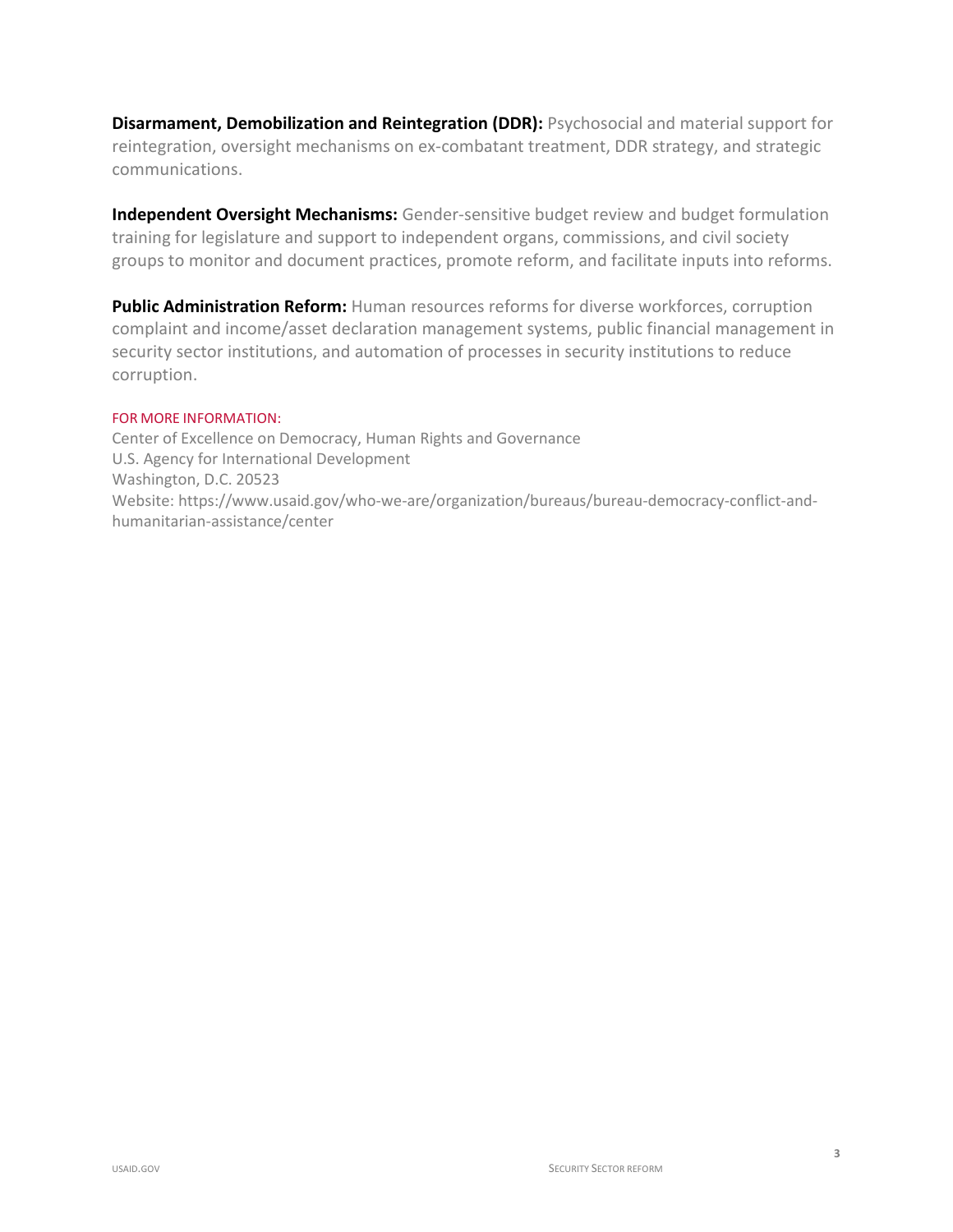**Disarmament, Demobilization and Reintegration (DDR):** Psychosocial and material support for reintegration, oversight mechanisms on ex-combatant treatment, DDR strategy, and strategic communications.

**Independent Oversight Mechanisms:** Gender-sensitive budget review and budget formulation training for legislature and support to independent organs, commissions, and civil society groups to monitor and document practices, promote reform, and facilitate inputs into reforms.

**Public Administration Reform:** Human resources reforms for diverse workforces, corruption complaint and income/asset declaration management systems, public financial management in security sector institutions, and automation of processes in security institutions to reduce corruption.

FOR MORE INFORMATION:

Center of Excellence on Democracy, Human Rights and Governance
U.S. Agency for International Development
Washington, D.C. 20523
Website: https://www.usaid.gov/who-we-are/organization/bureaus/bureau-democracy-conflict-and-humanitarian-assistance/center